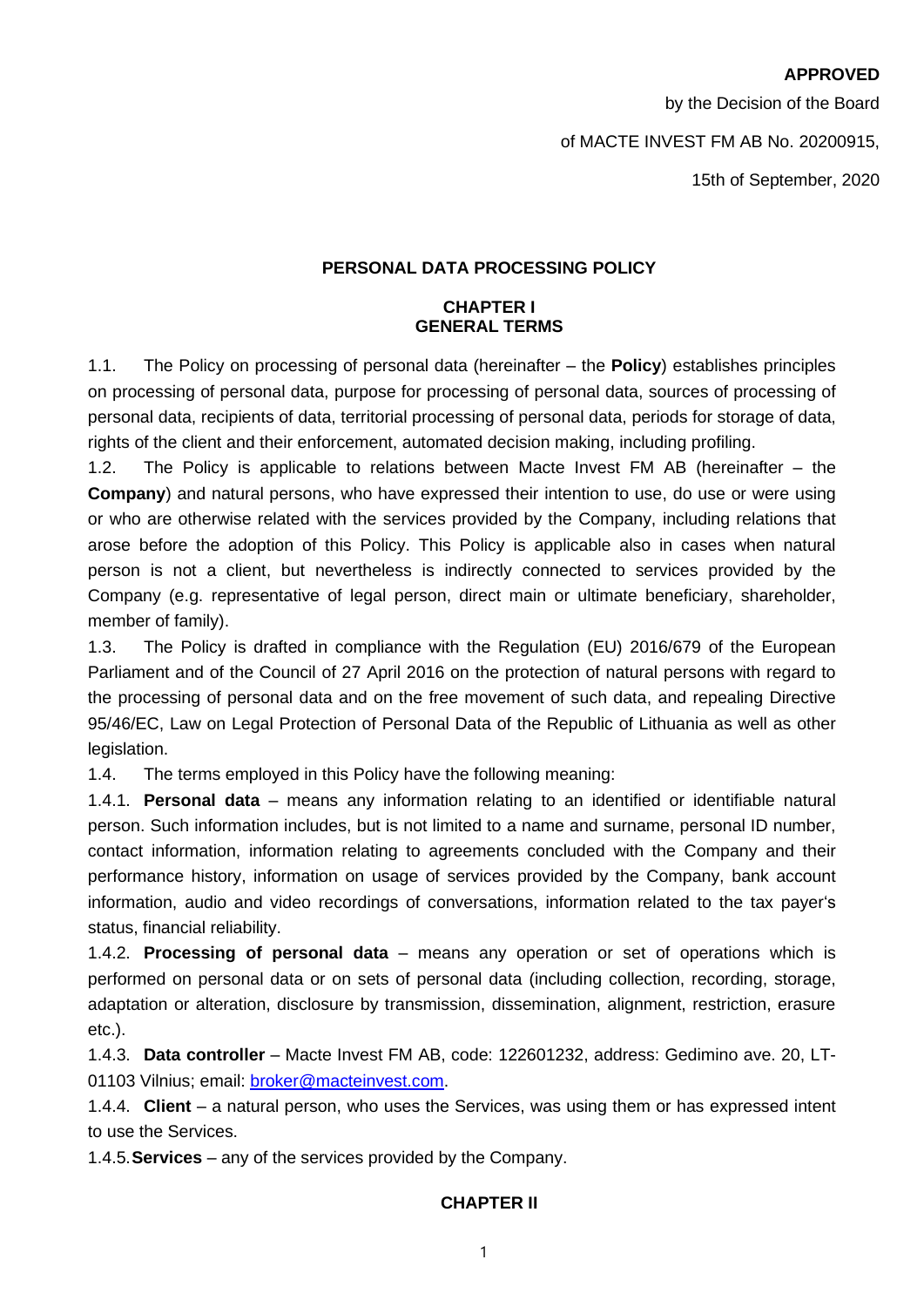**APPROVED**

by the Decision of the Board

of MACTE INVEST FM AB No. 20200915,

15th of September, 2020

# PERSONAL DATA PROCESSING POLICY

## CHAPTER I
## GENERAL TERMS

1.1. The Policy on processing of personal data (hereinafter – the **Policy**) establishes principles on processing of personal data, purpose for processing of personal data, sources of processing of personal data, recipients of data, territorial processing of personal data, periods for storage of data, rights of the client and their enforcement, automated decision making, including profiling.

1.2. The Policy is applicable to relations between Macte Invest FM AB (hereinafter – the **Company**) and natural persons, who have expressed their intention to use, do use or were using or who are otherwise related with the services provided by the Company, including relations that arose before the adoption of this Policy. This Policy is applicable also in cases when natural person is not a client, but nevertheless is indirectly connected to services provided by the Company (e.g. representative of legal person, direct main or ultimate beneficiary, shareholder, member of family).

1.3. The Policy is drafted in compliance with the Regulation (EU) 2016/679 of the European Parliament and of the Council of 27 April 2016 on the protection of natural persons with regard to the processing of personal data and on the free movement of such data, and repealing Directive 95/46/EC, Law on Legal Protection of Personal Data of the Republic of Lithuania as well as other legislation.

1.4. The terms employed in this Policy have the following meaning:

1.4.1. **Personal data** – means any information relating to an identified or identifiable natural person. Such information includes, but is not limited to a name and surname, personal ID number, contact information, information relating to agreements concluded with the Company and their performance history, information on usage of services provided by the Company, bank account information, audio and video recordings of conversations, information related to the tax payer‘s status, financial reliability.

1.4.2. **Processing of personal data** – means any operation or set of operations which is performed on personal data or on sets of personal data (including collection, recording, storage, adaptation or alteration, disclosure by transmission, dissemination, alignment, restriction, erasure etc.).

1.4.3. **Data controller** – Macte Invest FM AB, code: 122601232, address: Gedimino ave. 20, LT-01103 Vilnius; email: broker@macteinvest.com.

1.4.4. **Client** – a natural person, who uses the Services, was using them or has expressed intent to use the Services.

1.4.5. **Services** – any of the services provided by the Company.

## CHAPTER II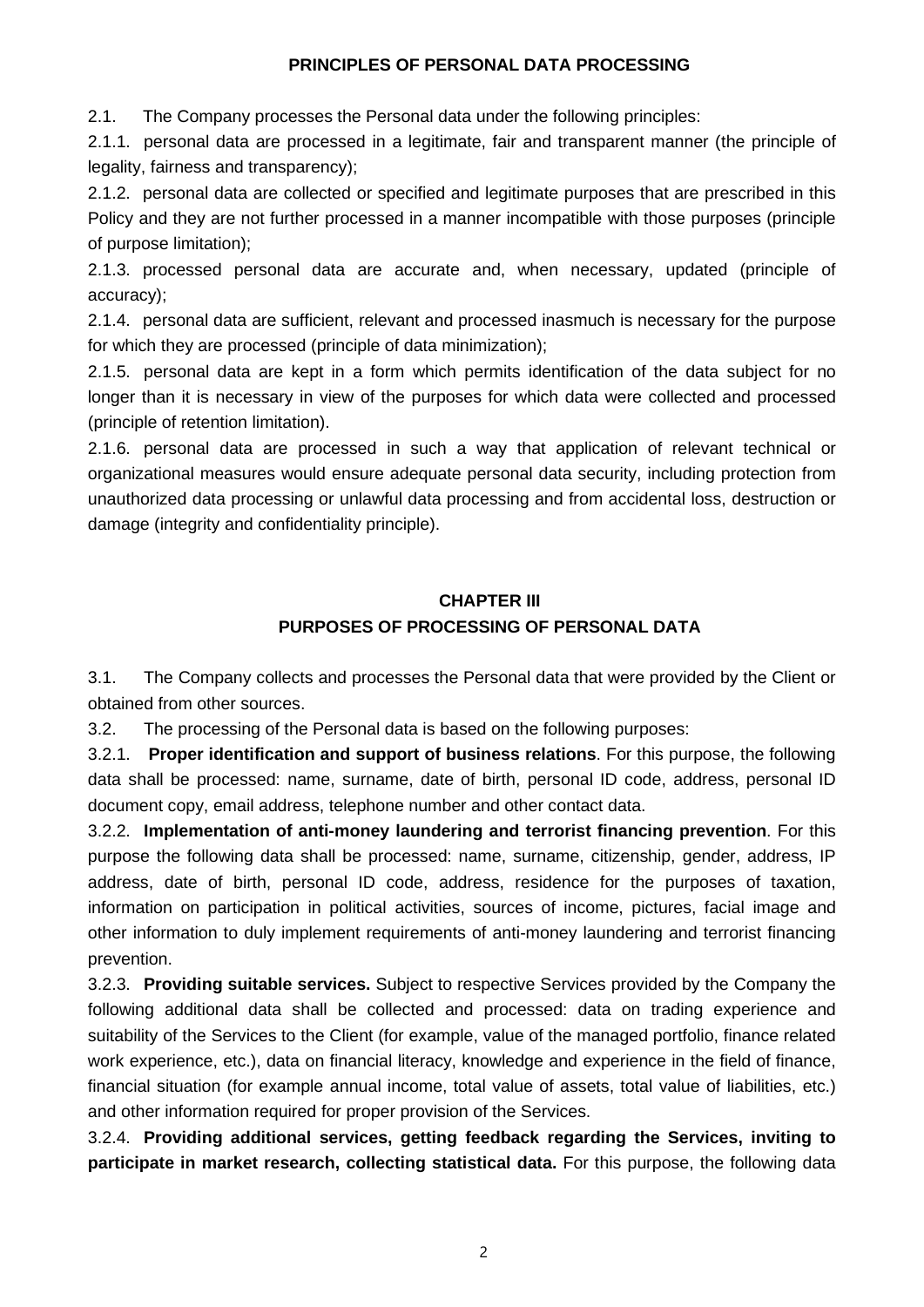## PRINCIPLES OF PERSONAL DATA PROCESSING

2.1. The Company processes the Personal data under the following principles:

2.1.1. personal data are processed in a legitimate, fair and transparent manner (the principle of legality, fairness and transparency);

2.1.2. personal data are collected or specified and legitimate purposes that are prescribed in this Policy and they are not further processed in a manner incompatible with those purposes (principle of purpose limitation);

2.1.3. processed personal data are accurate and, when necessary, updated (principle of accuracy);

2.1.4. personal data are sufficient, relevant and processed inasmuch is necessary for the purpose for which they are processed (principle of data minimization);

2.1.5. personal data are kept in a form which permits identification of the data subject for no longer than it is necessary in view of the purposes for which data were collected and processed (principle of retention limitation).

2.1.6. personal data are processed in such a way that application of relevant technical or organizational measures would ensure adequate personal data security, including protection from unauthorized data processing or unlawful data processing and from accidental loss, destruction or damage (integrity and confidentiality principle).

## CHAPTER III
## PURPOSES OF PROCESSING OF PERSONAL DATA

3.1. The Company collects and processes the Personal data that were provided by the Client or obtained from other sources.

3.2. The processing of the Personal data is based on the following purposes:

3.2.1. **Proper identification and support of business relations**. For this purpose, the following data shall be processed: name, surname, date of birth, personal ID code, address, personal ID document copy, email address, telephone number and other contact data.

3.2.2. **Implementation of anti-money laundering and terrorist financing prevention**. For this purpose the following data shall be processed: name, surname, citizenship, gender, address, IP address, date of birth, personal ID code, address, residence for the purposes of taxation, information on participation in political activities, sources of income, pictures, facial image and other information to duly implement requirements of anti-money laundering and terrorist financing prevention.

3.2.3. **Providing suitable services.** Subject to respective Services provided by the Company the following additional data shall be collected and processed: data on trading experience and suitability of the Services to the Client (for example, value of the managed portfolio, finance related work experience, etc.), data on financial literacy, knowledge and experience in the field of finance, financial situation (for example annual income, total value of assets, total value of liabilities, etc.) and other information required for proper provision of the Services.

3.2.4. **Providing additional services, getting feedback regarding the Services, inviting to participate in market research, collecting statistical data.** For this purpose, the following data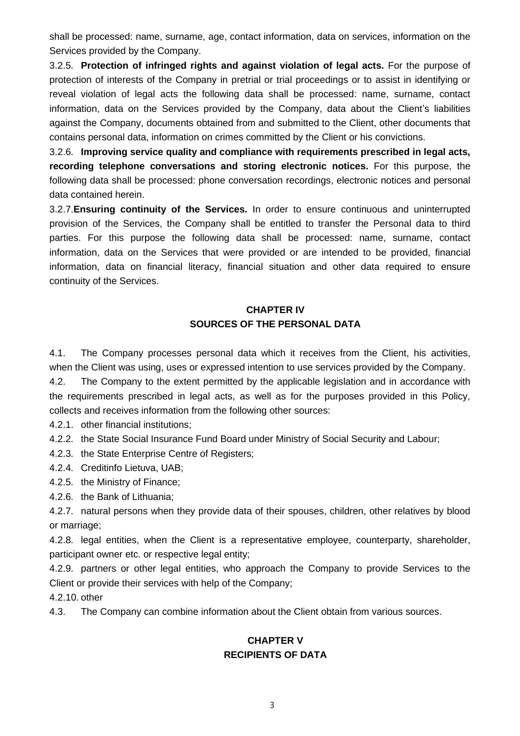shall be processed: name, surname, age, contact information, data on services, information on the Services provided by the Company.

3.2.5. **Protection of infringed rights and against violation of legal acts.** For the purpose of protection of interests of the Company in pretrial or trial proceedings or to assist in identifying or reveal violation of legal acts the following data shall be processed: name, surname, contact information, data on the Services provided by the Company, data about the Client's liabilities against the Company, documents obtained from and submitted to the Client, other documents that contains personal data, information on crimes committed by the Client or his convictions.

3.2.6. **Improving service quality and compliance with requirements prescribed in legal acts, recording telephone conversations and storing electronic notices.** For this purpose, the following data shall be processed: phone conversation recordings, electronic notices and personal data contained herein.

3.2.7.**Ensuring continuity of the Services.** In order to ensure continuous and uninterrupted provision of the Services, the Company shall be entitled to transfer the Personal data to third parties. For this purpose the following data shall be processed: name, surname, contact information, data on the Services that were provided or are intended to be provided, financial information, data on financial literacy, financial situation and other data required to ensure continuity of the Services.

## CHAPTER IV
## SOURCES OF THE PERSONAL DATA

4.1. The Company processes personal data which it receives from the Client, his activities, when the Client was using, uses or expressed intention to use services provided by the Company.

4.2. The Company to the extent permitted by the applicable legislation and in accordance with the requirements prescribed in legal acts, as well as for the purposes provided in this Policy, collects and receives information from the following other sources:

4.2.1. other financial institutions;

4.2.2. the State Social Insurance Fund Board under Ministry of Social Security and Labour;

4.2.3. the State Enterprise Centre of Registers;

4.2.4. Creditinfo Lietuva, UAB;

4.2.5. the Ministry of Finance;

4.2.6. the Bank of Lithuania;

4.2.7. natural persons when they provide data of their spouses, children, other relatives by blood or marriage;

4.2.8. legal entities, when the Client is a representative employee, counterparty, shareholder, participant owner etc. or respective legal entity;

4.2.9. partners or other legal entities, who approach the Company to provide Services to the Client or provide their services with help of the Company;

4.2.10. other

4.3. The Company can combine information about the Client obtain from various sources.

## CHAPTER V
## RECIPIENTS OF DATA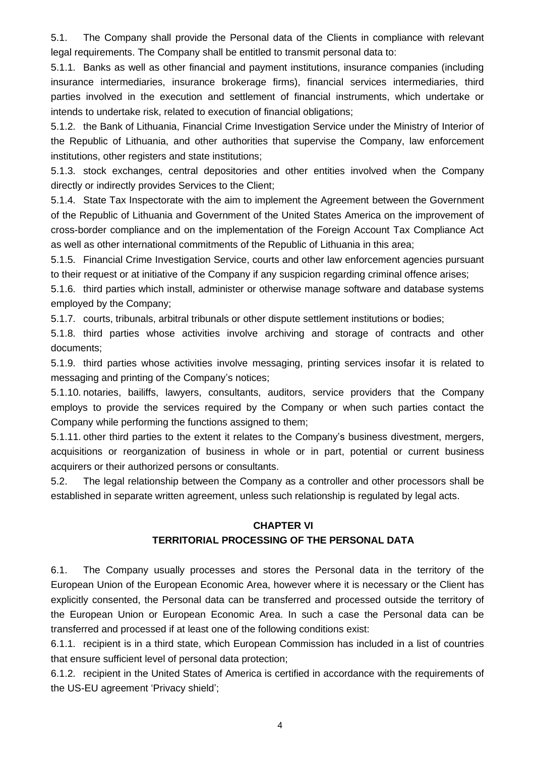5.1. The Company shall provide the Personal data of the Clients in compliance with relevant legal requirements. The Company shall be entitled to transmit personal data to:

5.1.1. Banks as well as other financial and payment institutions, insurance companies (including insurance intermediaries, insurance brokerage firms), financial services intermediaries, third parties involved in the execution and settlement of financial instruments, which undertake or intends to undertake risk, related to execution of financial obligations;

5.1.2. the Bank of Lithuania, Financial Crime Investigation Service under the Ministry of Interior of the Republic of Lithuania, and other authorities that supervise the Company, law enforcement institutions, other registers and state institutions;

5.1.3. stock exchanges, central depositories and other entities involved when the Company directly or indirectly provides Services to the Client;

5.1.4. State Tax Inspectorate with the aim to implement the Agreement between the Government of the Republic of Lithuania and Government of the United States America on the improvement of cross-border compliance and on the implementation of the Foreign Account Tax Compliance Act as well as other international commitments of the Republic of Lithuania in this area;

5.1.5. Financial Crime Investigation Service, courts and other law enforcement agencies pursuant to their request or at initiative of the Company if any suspicion regarding criminal offence arises;

5.1.6. third parties which install, administer or otherwise manage software and database systems employed by the Company;

5.1.7. courts, tribunals, arbitral tribunals or other dispute settlement institutions or bodies;

5.1.8. third parties whose activities involve archiving and storage of contracts and other documents;

5.1.9. third parties whose activities involve messaging, printing services insofar it is related to messaging and printing of the Company's notices;

5.1.10. notaries, bailiffs, lawyers, consultants, auditors, service providers that the Company employs to provide the services required by the Company or when such parties contact the Company while performing the functions assigned to them;

5.1.11. other third parties to the extent it relates to the Company's business divestment, mergers, acquisitions or reorganization of business in whole or in part, potential or current business acquirers or their authorized persons or consultants.

5.2. The legal relationship between the Company as a controller and other processors shall be established in separate written agreement, unless such relationship is regulated by legal acts.

## CHAPTER VI
## TERRITORIAL PROCESSING OF THE PERSONAL DATA

6.1. The Company usually processes and stores the Personal data in the territory of the European Union of the European Economic Area, however where it is necessary or the Client has explicitly consented, the Personal data can be transferred and processed outside the territory of the European Union or European Economic Area. In such a case the Personal data can be transferred and processed if at least one of the following conditions exist:

6.1.1. recipient is in a third state, which European Commission has included in a list of countries that ensure sufficient level of personal data protection;

6.1.2. recipient in the United States of America is certified in accordance with the requirements of the US-EU agreement 'Privacy shield';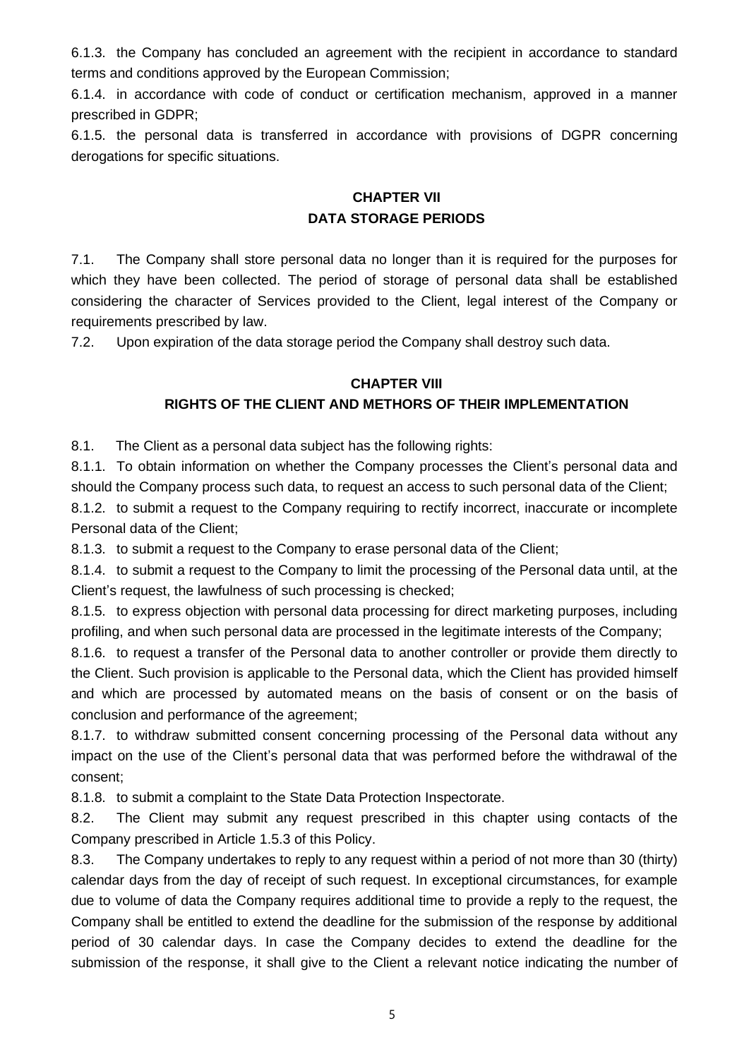6.1.3. the Company has concluded an agreement with the recipient in accordance to standard terms and conditions approved by the European Commission;

6.1.4. in accordance with code of conduct or certification mechanism, approved in a manner prescribed in GDPR;

6.1.5. the personal data is transferred in accordance with provisions of DGPR concerning derogations for specific situations.

## CHAPTER VII
## DATA STORAGE PERIODS

7.1. The Company shall store personal data no longer than it is required for the purposes for which they have been collected. The period of storage of personal data shall be established considering the character of Services provided to the Client, legal interest of the Company or requirements prescribed by law.

7.2. Upon expiration of the data storage period the Company shall destroy such data.

## CHAPTER VIII
## RIGHTS OF THE CLIENT AND METHORS OF THEIR IMPLEMENTATION

8.1. The Client as a personal data subject has the following rights:

8.1.1. To obtain information on whether the Company processes the Client's personal data and should the Company process such data, to request an access to such personal data of the Client;

8.1.2. to submit a request to the Company requiring to rectify incorrect, inaccurate or incomplete Personal data of the Client;

8.1.3. to submit a request to the Company to erase personal data of the Client;

8.1.4. to submit a request to the Company to limit the processing of the Personal data until, at the Client's request, the lawfulness of such processing is checked;

8.1.5. to express objection with personal data processing for direct marketing purposes, including profiling, and when such personal data are processed in the legitimate interests of the Company;

8.1.6. to request a transfer of the Personal data to another controller or provide them directly to the Client. Such provision is applicable to the Personal data, which the Client has provided himself and which are processed by automated means on the basis of consent or on the basis of conclusion and performance of the agreement;

8.1.7. to withdraw submitted consent concerning processing of the Personal data without any impact on the use of the Client's personal data that was performed before the withdrawal of the consent;

8.1.8. to submit a complaint to the State Data Protection Inspectorate.

8.2. The Client may submit any request prescribed in this chapter using contacts of the Company prescribed in Article 1.5.3 of this Policy.

8.3. The Company undertakes to reply to any request within a period of not more than 30 (thirty) calendar days from the day of receipt of such request. In exceptional circumstances, for example due to volume of data the Company requires additional time to provide a reply to the request, the Company shall be entitled to extend the deadline for the submission of the response by additional period of 30 calendar days. In case the Company decides to extend the deadline for the submission of the response, it shall give to the Client a relevant notice indicating the number of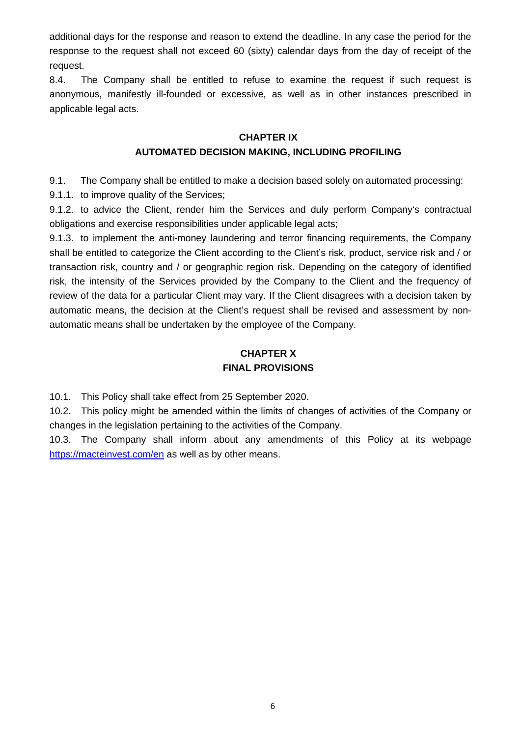additional days for the response and reason to extend the deadline. In any case the period for the response to the request shall not exceed 60 (sixty) calendar days from the day of receipt of the request.

8.4. The Company shall be entitled to refuse to examine the request if such request is anonymous, manifestly ill-founded or excessive, as well as in other instances prescribed in applicable legal acts.

## CHAPTER IX
## AUTOMATED DECISION MAKING, INCLUDING PROFILING

9.1. The Company shall be entitled to make a decision based solely on automated processing:

9.1.1. to improve quality of the Services;

9.1.2. to advice the Client, render him the Services and duly perform Company's contractual obligations and exercise responsibilities under applicable legal acts;

9.1.3. to implement the anti-money laundering and terror financing requirements, the Company shall be entitled to categorize the Client according to the Client's risk, product, service risk and / or transaction risk, country and / or geographic region risk. Depending on the category of identified risk, the intensity of the Services provided by the Company to the Client and the frequency of review of the data for a particular Client may vary. If the Client disagrees with a decision taken by automatic means, the decision at the Client's request shall be revised and assessment by non-automatic means shall be undertaken by the employee of the Company.

## CHAPTER X
## FINAL PROVISIONS

10.1. This Policy shall take effect from 25 September 2020.

10.2. This policy might be amended within the limits of changes of activities of the Company or changes in the legislation pertaining to the activities of the Company.

10.3. The Company shall inform about any amendments of this Policy at its webpage [https://macteinvest.com/en](https://macteinvest.com/en) as well as by other means.